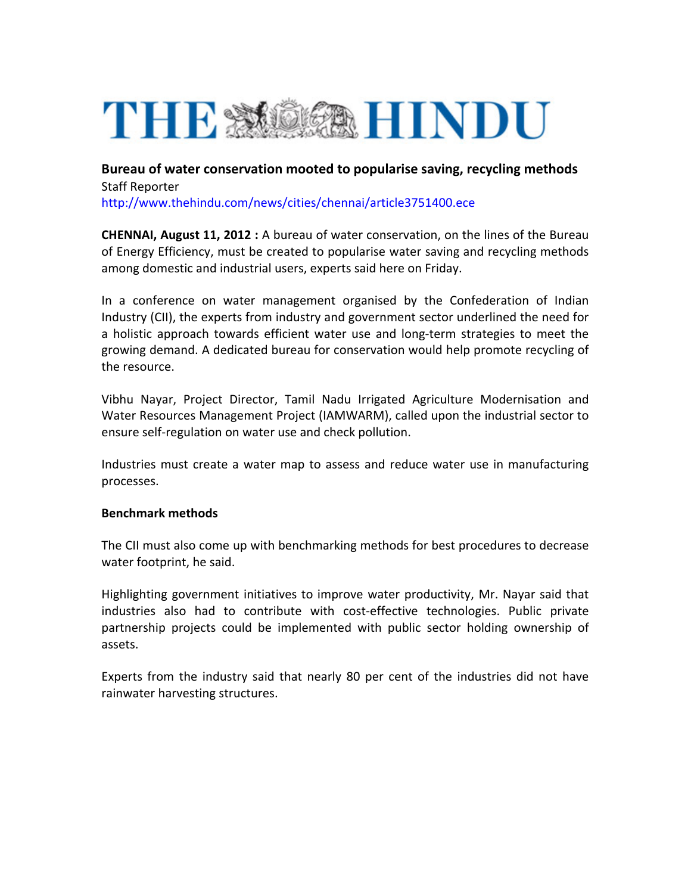# THE HINDU

## Bureau of water conservation mooted to popularise saving, recycling methods

Staff Reporter

http://www.thehindu.com/news/cities/chennai/article3751400.ece

**CHENNAI, August 11, 2012 :** A bureau of water conservation, on the lines of the Bureau of Energy Efficiency, must be created to popularise water saving and recycling methods among domestic and industrial users, experts said here on Friday.

In a conference on water management organised by the Confederation of Indian Industry (CII), the experts from industry and government sector underlined the need for a holistic approach towards efficient water use and long-term strategies to meet the growing demand. A dedicated bureau for conservation would help promote recycling of the resource.

Vibhu Nayar, Project Director, Tamil Nadu Irrigated Agriculture Modernisation and Water Resources Management Project (IAMWARM), called upon the industrial sector to ensure self-regulation on water use and check pollution.

Industries must create a water map to assess and reduce water use in manufacturing processes.

### Benchmark methods

The CII must also come up with benchmarking methods for best procedures to decrease water footprint, he said.

Highlighting government initiatives to improve water productivity, Mr. Nayar said that industries also had to contribute with cost-effective technologies. Public private partnership projects could be implemented with public sector holding ownership of assets.

Experts from the industry said that nearly 80 per cent of the industries did not have rainwater harvesting structures.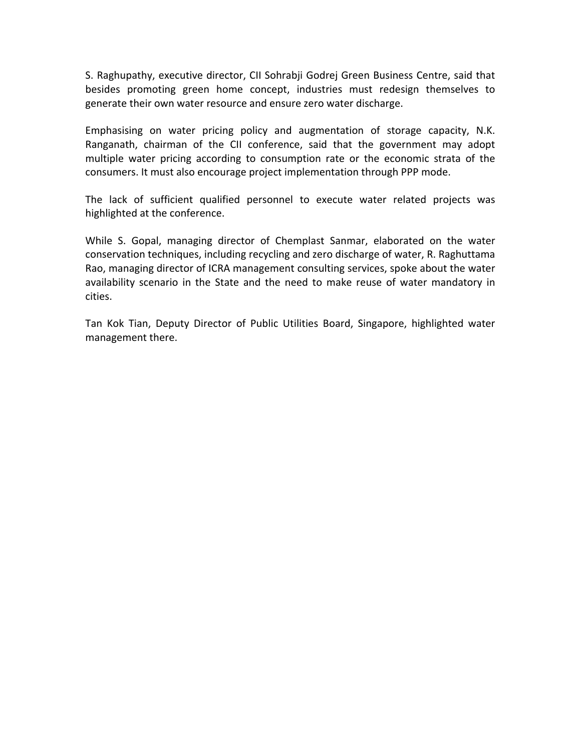S. Raghupathy, executive director, CII Sohrabji Godrej Green Business Centre, said that besides promoting green home concept, industries must redesign themselves to generate their own water resource and ensure zero water discharge.

Emphasising on water pricing policy and augmentation of storage capacity, N.K. Ranganath, chairman of the CII conference, said that the government may adopt multiple water pricing according to consumption rate or the economic strata of the consumers. It must also encourage project implementation through PPP mode.

The lack of sufficient qualified personnel to execute water related projects was highlighted at the conference.

While S. Gopal, managing director of Chemplast Sanmar, elaborated on the water conservation techniques, including recycling and zero discharge of water, R. Raghuttama Rao, managing director of ICRA management consulting services, spoke about the water availability scenario in the State and the need to make reuse of water mandatory in cities.

Tan Kok Tian, Deputy Director of Public Utilities Board, Singapore, highlighted water management there.